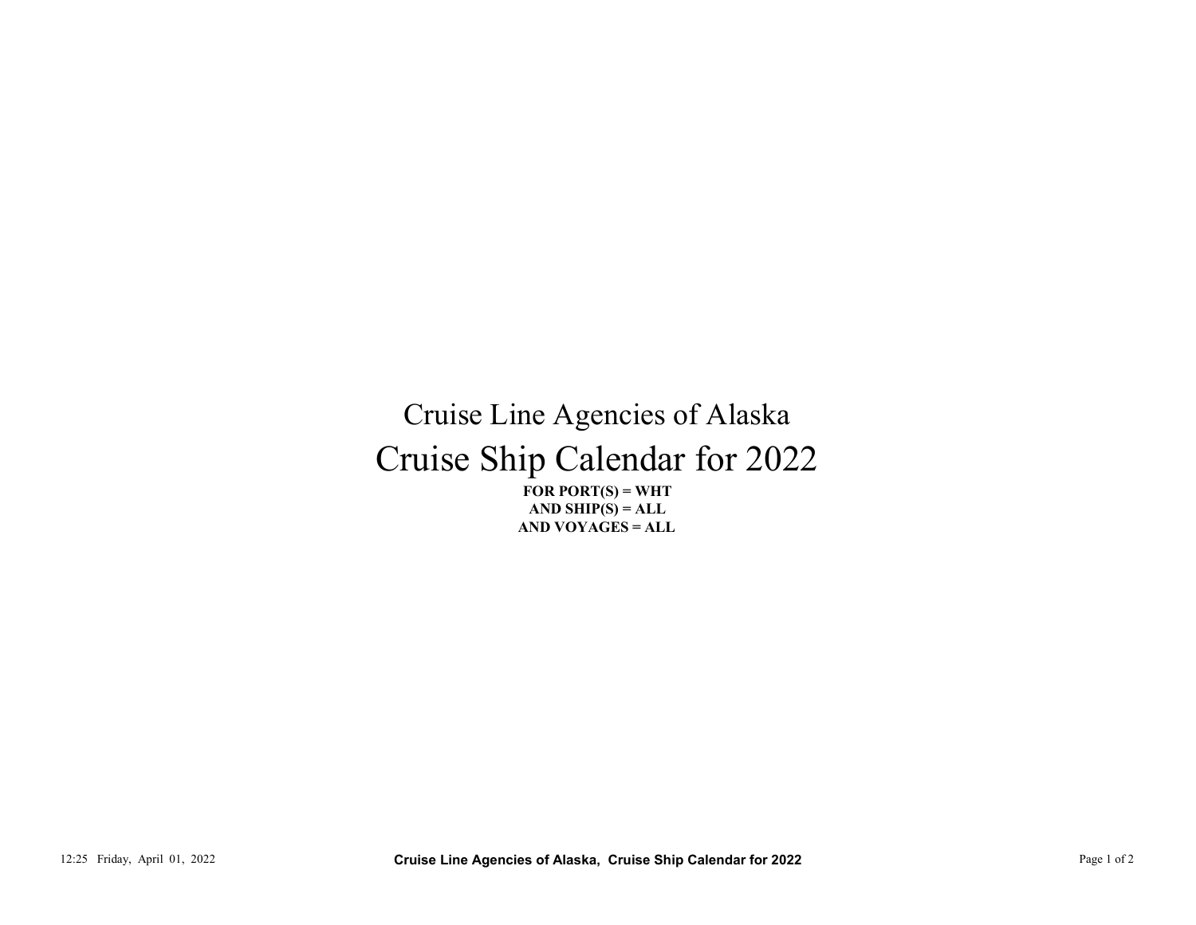# Cruise Line Agencies of Alaska

# Cruise Ship Calendar for 2022

**FOR PORT(S) = WHT**
**AND SHIP(S) = ALL**
**AND VOYAGES = ALL**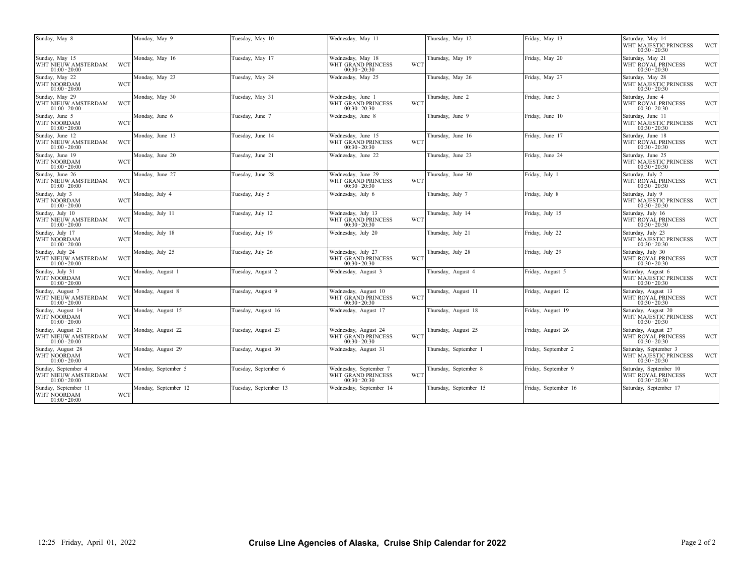| | | | | | | |
|---|---|---|---|---|---|---|
| Sunday, May 8 | Monday, May 9 | Tuesday, May 10 | Wednesday, May 11 | Thursday, May 12 | Friday, May 13 | Saturday, May 14<br>WHT MAJESTIC PRINCESS WCT<br>00:30 - 20:30 |
| Sunday, May 15<br>WHT NIEUW AMSTERDAM WCT<br>01:00 - 20:00 | Monday, May 16 | Tuesday, May 17 | Wednesday, May 18<br>WHT GRAND PRINCESS WCT<br>00:30 - 20:30 | Thursday, May 19 | Friday, May 20 | Saturday, May 21<br>WHT ROYAL PRINCESS WCT<br>00:30 - 20:30 |
| Sunday, May 22<br>WHT NOORDAM WCT<br>01:00 - 20:00 | Monday, May 23 | Tuesday, May 24 | Wednesday, May 25 | Thursday, May 26 | Friday, May 27 | Saturday, May 28<br>WHT MAJESTIC PRINCESS WCT<br>00:30 - 20:30 |
| Sunday, May 29<br>WHT NIEUW AMSTERDAM WCT<br>01:00 - 20:00 | Monday, May 30 | Tuesday, May 31 | Wednesday, June 1<br>WHT GRAND PRINCESS WCT<br>00:30 - 20:30 | Thursday, June 2 | Friday, June 3 | Saturday, June 4<br>WHT ROYAL PRINCESS WCT<br>00:30 - 20:30 |
| Sunday, June 5<br>WHT NOORDAM WCT<br>01:00 - 20:00 | Monday, June 6 | Tuesday, June 7 | Wednesday, June 8 | Thursday, June 9 | Friday, June 10 | Saturday, June 11<br>WHT MAJESTIC PRINCESS WCT<br>00:30 - 20:30 |
| Sunday, June 12<br>WHT NIEUW AMSTERDAM WCT<br>01:00 - 20:00 | Monday, June 13 | Tuesday, June 14 | Wednesday, June 15<br>WHT GRAND PRINCESS WCT<br>00:30 - 20:30 | Thursday, June 16 | Friday, June 17 | Saturday, June 18<br>WHT ROYAL PRINCESS WCT<br>00:30 - 20:30 |
| Sunday, June 19<br>WHT NOORDAM WCT<br>01:00 - 20:00 | Monday, June 20 | Tuesday, June 21 | Wednesday, June 22 | Thursday, June 23 | Friday, June 24 | Saturday, June 25<br>WHT MAJESTIC PRINCESS WCT<br>00:30 - 20:30 |
| Sunday, June 26<br>WHT NIEUW AMSTERDAM WCT<br>01:00 - 20:00 | Monday, June 27 | Tuesday, June 28 | Wednesday, June 29<br>WHT GRAND PRINCESS WCT<br>00:30 - 20:30 | Thursday, June 30 | Friday, July 1 | Saturday, July 2<br>WHT ROYAL PRINCESS WCT<br>00:30 - 20:30 |
| Sunday, July 3<br>WHT NOORDAM WCT<br>01:00 - 20:00 | Monday, July 4 | Tuesday, July 5 | Wednesday, July 6 | Thursday, July 7 | Friday, July 8 | Saturday, July 9<br>WHT MAJESTIC PRINCESS WCT<br>00:30 - 20:30 |
| Sunday, July 10<br>WHT NIEUW AMSTERDAM WCT<br>01:00 - 20:00 | Monday, July 11 | Tuesday, July 12 | Wednesday, July 13<br>WHT GRAND PRINCESS WCT<br>00:30 - 20:30 | Thursday, July 14 | Friday, July 15 | Saturday, July 16<br>WHT ROYAL PRINCESS WCT<br>00:30 - 20:30 |
| Sunday, July 17<br>WHT NOORDAM WCT<br>01:00 - 20:00 | Monday, July 18 | Tuesday, July 19 | Wednesday, July 20 | Thursday, July 21 | Friday, July 22 | Saturday, July 23<br>WHT MAJESTIC PRINCESS WCT<br>00:30 - 20:30 |
| Sunday, July 24<br>WHT NIEUW AMSTERDAM WCT<br>01:00 - 20:00 | Monday, July 25 | Tuesday, July 26 | Wednesday, July 27<br>WHT GRAND PRINCESS WCT<br>00:30 - 20:30 | Thursday, July 28 | Friday, July 29 | Saturday, July 30<br>WHT ROYAL PRINCESS WCT<br>00:30 - 20:30 |
| Sunday, July 31<br>WHT NOORDAM WCT<br>01:00 - 20:00 | Monday, August 1 | Tuesday, August 2 | Wednesday, August 3 | Thursday, August 4 | Friday, August 5 | Saturday, August 6<br>WHT MAJESTIC PRINCESS WCT<br>00:30 - 20:30 |
| Sunday, August 7<br>WHT NIEUW AMSTERDAM WCT<br>01:00 - 20:00 | Monday, August 8 | Tuesday, August 9 | Wednesday, August 10<br>WHT GRAND PRINCESS WCT<br>00:30 - 20:30 | Thursday, August 11 | Friday, August 12 | Saturday, August 13<br>WHT ROYAL PRINCESS WCT<br>00:30 - 20:30 |
| Sunday, August 14<br>WHT NOORDAM WCT<br>01:00 - 20:00 | Monday, August 15 | Tuesday, August 16 | Wednesday, August 17 | Thursday, August 18 | Friday, August 19 | Saturday, August 20<br>WHT MAJESTIC PRINCESS WCT<br>00:30 - 20:30 |
| Sunday, August 21<br>WHT NIEUW AMSTERDAM WCT<br>01:00 - 20:00 | Monday, August 22 | Tuesday, August 23 | Wednesday, August 24<br>WHT GRAND PRINCESS WCT<br>00:30 - 20:30 | Thursday, August 25 | Friday, August 26 | Saturday, August 27<br>WHT ROYAL PRINCESS WCT<br>00:30 - 20:30 |
| Sunday, August 28<br>WHT NOORDAM WCT<br>01:00 - 20:00 | Monday, August 29 | Tuesday, August 30 | Wednesday, August 31 | Thursday, September 1 | Friday, September 2 | Saturday, September 3<br>WHT MAJESTIC PRINCESS WCT<br>00:30 - 20:30 |
| Sunday, September 4<br>WHT NIEUW AMSTERDAM WCT<br>01:00 - 20:00 | Monday, September 5 | Tuesday, September 6 | Wednesday, September 7<br>WHT GRAND PRINCESS WCT<br>00:30 - 20:30 | Thursday, September 8 | Friday, September 9 | Saturday, September 10<br>WHT ROYAL PRINCESS WCT<br>00:30 - 20:30 |
| Sunday, September 11<br>WHT NOORDAM WCT<br>01:00 - 20:00 | Monday, September 12 | Tuesday, September 13 | Wednesday, September 14 | Thursday, September 15 | Friday, September 16 | Saturday, September 17 |

12:25 Friday, April 01, 2022

**Cruise Line Agencies of Alaska, Cruise Ship Calendar for 2022**